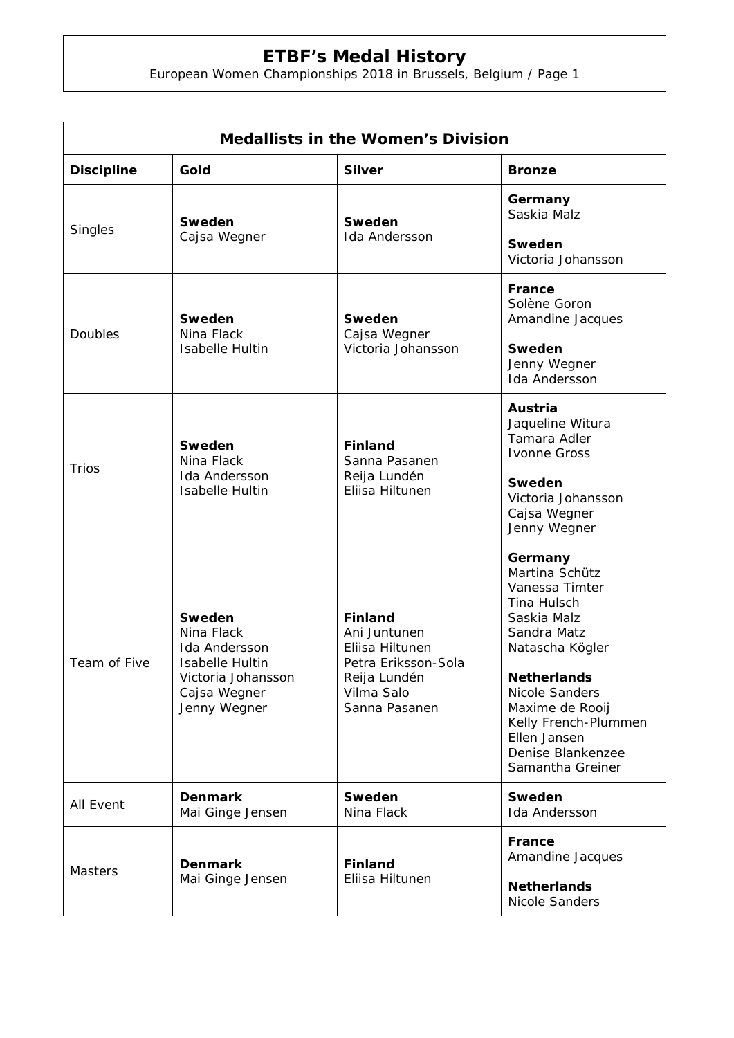# ETBF's Medal History

European Women Championships 2018 in Brussels, Belgium / Page 1

| Medallists in the Women's Division | | | |
|---|---|---|---|
| **Discipline** | **Gold** | **Silver** | **Bronze** |
| Singles | **Sweden**<br>Cajsa Wegner | **Sweden**<br>Ida Andersson | **Germany**<br>Saskia Malz<br><br>**Sweden**<br>Victoria Johansson |
| Doubles | **Sweden**<br>Nina Flack<br>Isabelle Hultin | **Sweden**<br>Cajsa Wegner<br>Victoria Johansson | **France**<br>Solène Goron<br>Amandine Jacques<br><br>**Sweden**<br>Jenny Wegner<br>Ida Andersson |
| Trios | **Sweden**<br>Nina Flack<br>Ida Andersson<br>Isabelle Hultin | **Finland**<br>Sanna Pasanen<br>Reija Lundén<br>Eliisa Hiltunen | **Austria**<br>Jaqueline Witura<br>Tamara Adler<br>Ivonne Gross<br><br>**Sweden**<br>Victoria Johansson<br>Cajsa Wegner<br>Jenny Wegner |
| Team of Five | **Sweden**<br>Nina Flack<br>Ida Andersson<br>Isabelle Hultin<br>Victoria Johansson<br>Cajsa Wegner<br>Jenny Wegner | **Finland**<br>Ani Juntunen<br>Eliisa Hiltunen<br>Petra Eriksson-Sola<br>Reija Lundén<br>Vilma Salo<br>Sanna Pasanen | **Germany**<br>Martina Schütz<br>Vanessa Timter<br>Tina Hulsch<br>Saskia Malz<br>Sandra Matz<br>Natascha Kögler<br><br>**Netherlands**<br>Nicole Sanders<br>Maxime de Rooij<br>Kelly French-Plummen<br>Ellen Jansen<br>Denise Blankenzee<br>Samantha Greiner |
| All Event | **Denmark**<br>Mai Ginge Jensen | **Sweden**<br>Nina Flack | **Sweden**<br>Ida Andersson |
| Masters | **Denmark**<br>Mai Ginge Jensen | **Finland**<br>Eliisa Hiltunen | **France**<br>Amandine Jacques<br><br>**Netherlands**<br>Nicole Sanders |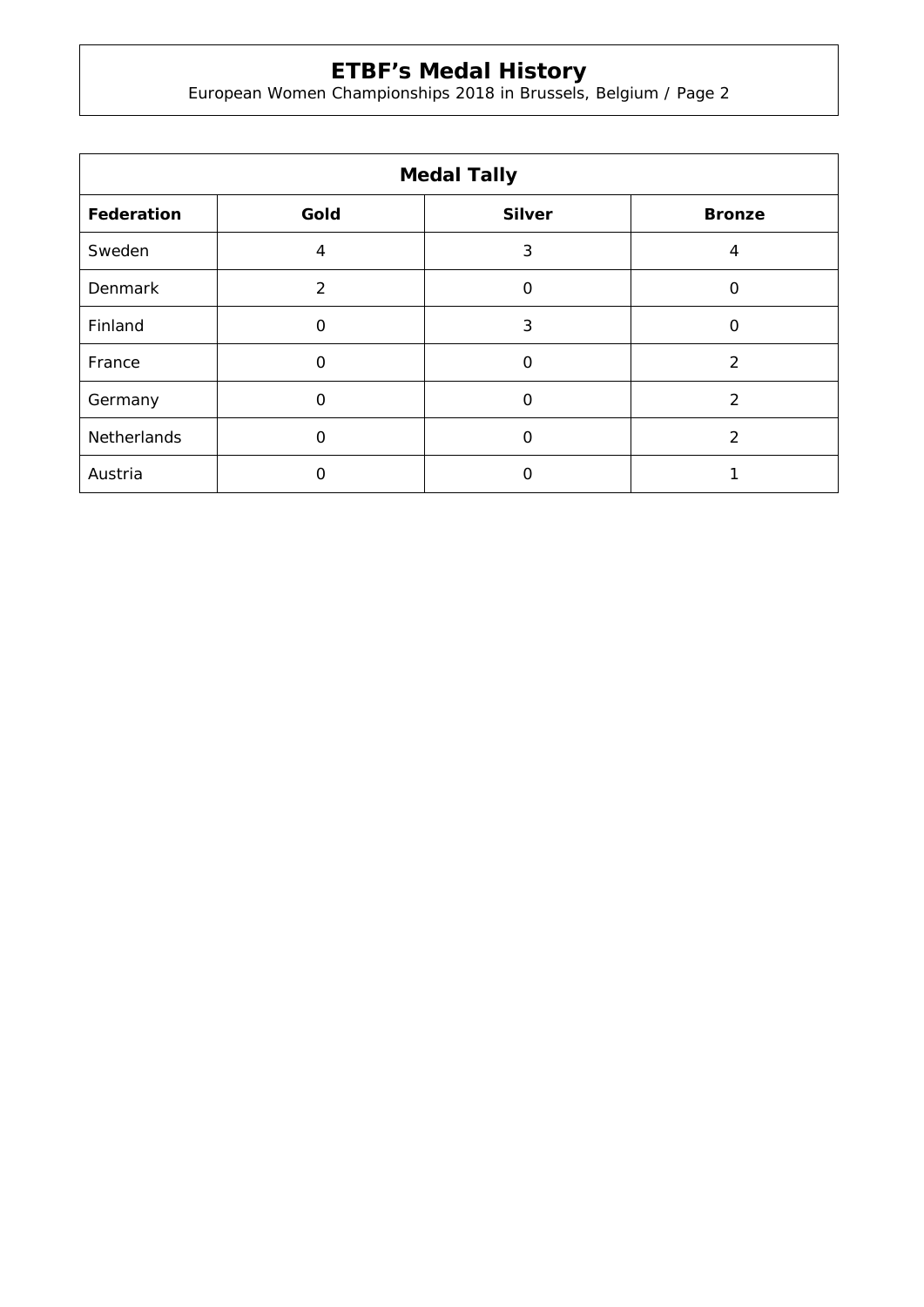# ETBF's Medal History

European Women Championships 2018 in Brussels, Belgium / Page 2

| Medal Tally | | | |
|---|---|---|---|
| **Federation** | **Gold** | **Silver** | **Bronze** |
| Sweden | 4 | 3 | 4 |
| Denmark | 2 | 0 | 0 |
| Finland | 0 | 3 | 0 |
| France | 0 | 0 | 2 |
| Germany | 0 | 0 | 2 |
| Netherlands | 0 | 0 | 2 |
| Austria | 0 | 0 | 1 |